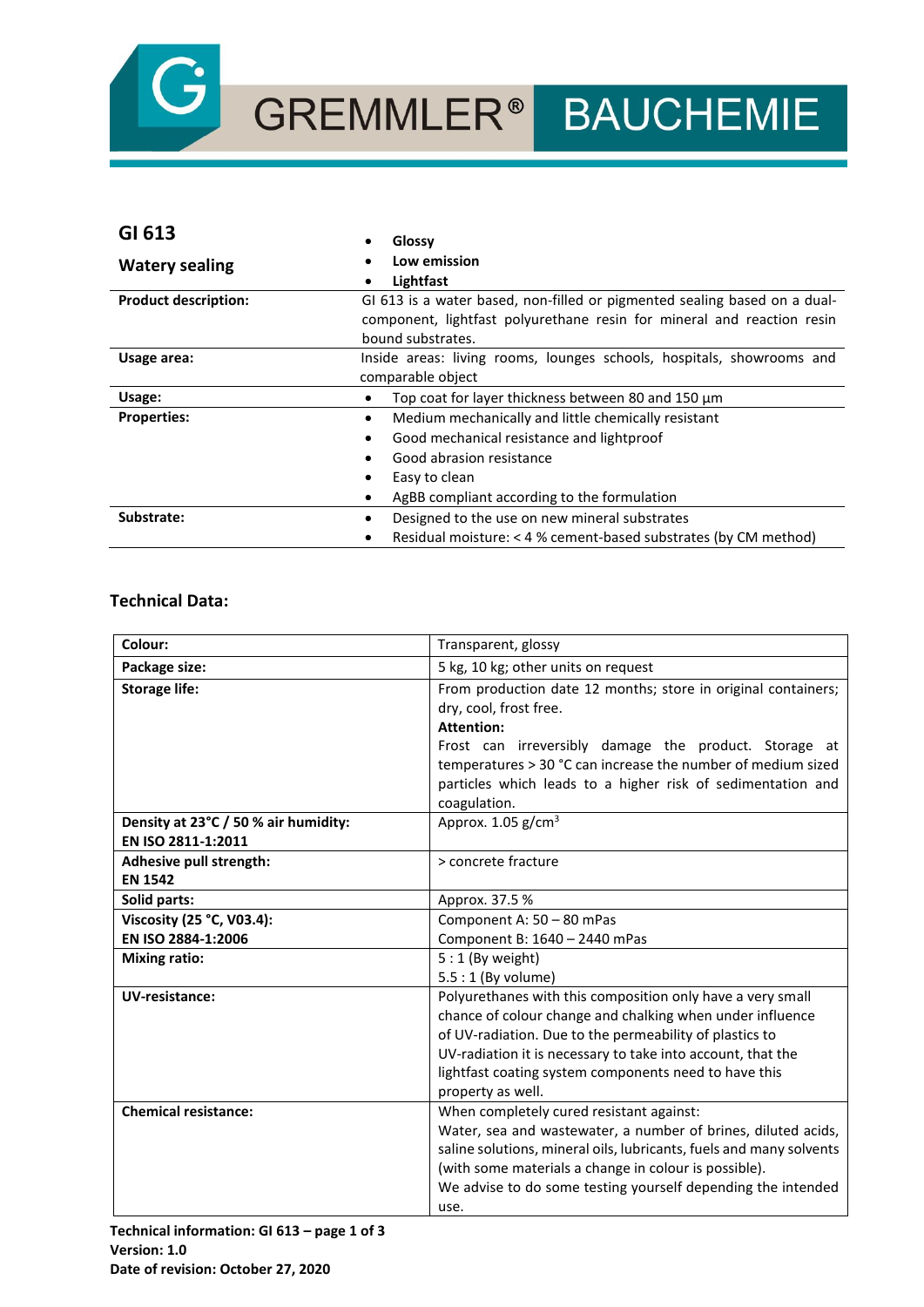GREMMLER® BAUCHEMIE

## GI 613

### Watery sealing

- **Glossy**
- **Low emission**
- **Lightfast**

| | |
|---|---|
| **Product description:** | GI 613 is a water based, non-filled or pigmented sealing based on a dual-component, lightfast polyurethane resin for mineral and reaction resin bound substrates. |
| **Usage area:** | Inside areas: living rooms, lounges schools, hospitals, showrooms and comparable object |
| **Usage:** | • Top coat for layer thickness between 80 and 150 µm |
| **Properties:** | • Medium mechanically and little chemically resistant<br>• Good mechanical resistance and lightproof<br>• Good abrasion resistance<br>• Easy to clean<br>• AgBB compliant according to the formulation |
| **Substrate:** | • Designed to the use on new mineral substrates<br>• Residual moisture: < 4 % cement-based substrates (by CM method) |

### Technical Data:

| | |
|---|---|
| **Colour:** | Transparent, glossy |
| **Package size:** | 5 kg, 10 kg; other units on request |
| **Storage life:** | From production date 12 months; store in original containers; dry, cool, frost free.<br>**Attention:**<br>Frost can irreversibly damage the product. Storage at temperatures > 30 °C can increase the number of medium sized particles which leads to a higher risk of sedimentation and coagulation. |
| **Density at 23°C / 50 % air humidity: EN ISO 2811-1:2011** | Approx. 1.05 g/cm³ |
| **Adhesive pull strength: EN 1542** | > concrete fracture |
| **Solid parts:** | Approx. 37.5 % |
| **Viscosity (25 °C, V03.4): EN ISO 2884-1:2006** | Component A: 50 – 80 mPas<br>Component B: 1640 – 2440 mPas |
| **Mixing ratio:** | 5 : 1 (By weight)<br>5.5 : 1 (By volume) |
| **UV-resistance:** | Polyurethanes with this composition only have a very small chance of colour change and chalking when under influence of UV-radiation. Due to the permeability of plastics to UV-radiation it is necessary to take into account, that the lightfast coating system components need to have this property as well. |
| **Chemical resistance:** | When completely cured resistant against:<br>Water, sea and wastewater, a number of brines, diluted acids, saline solutions, mineral oils, lubricants, fuels and many solvents (with some materials a change in colour is possible).<br>We advise to do some testing yourself depending the intended use. |

**Technical information: GI 613 – page 1 of 3**
**Version: 1.0**
**Date of revision: October 27, 2020**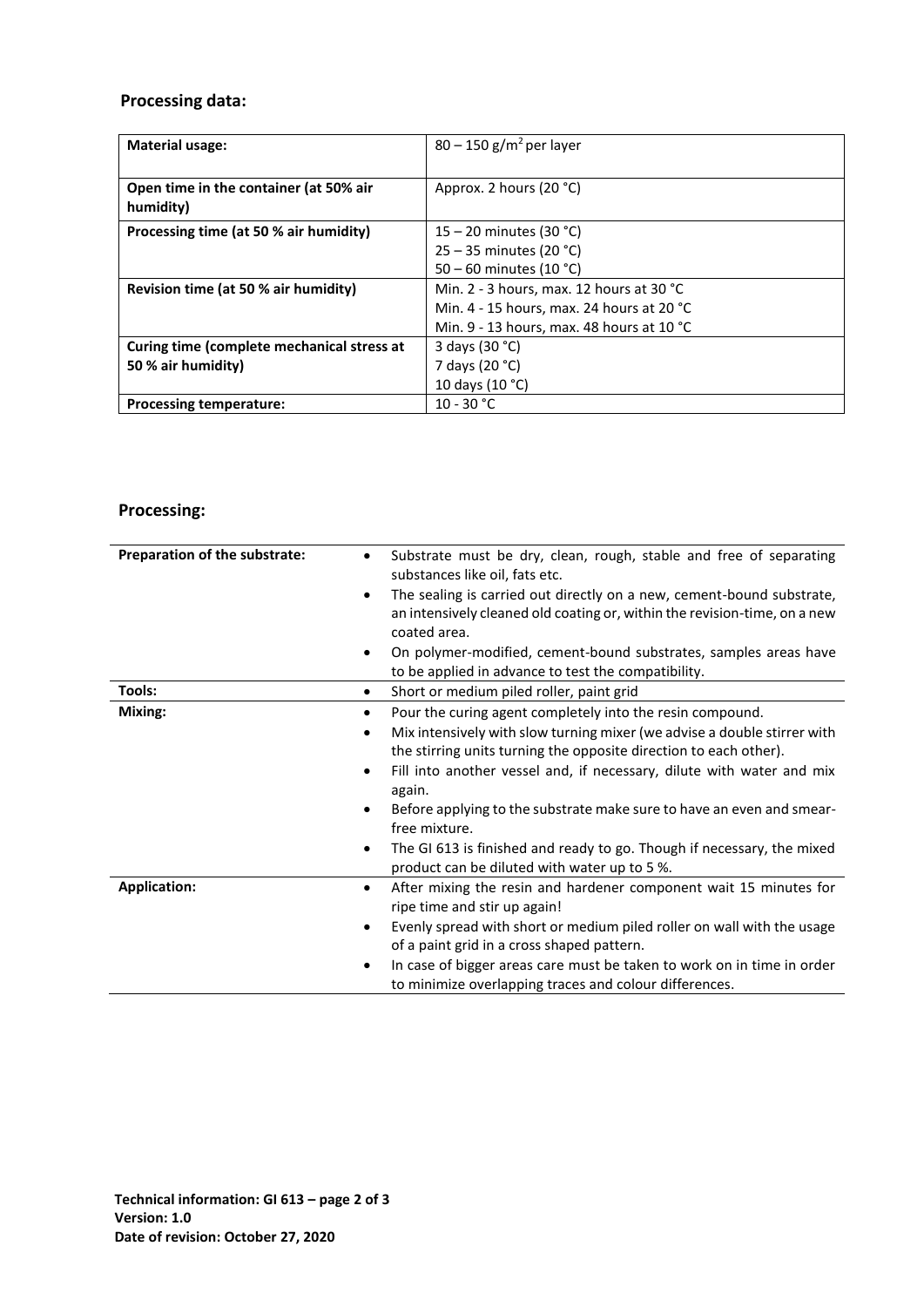## Processing data:

| **Material usage:** | 80 – 150 g/m$^2$ per layer |
|---|---|
| **Open time in the container (at 50% air humidity)** | Approx. 2 hours (20 °C) |
| **Processing time (at 50 % air humidity)** | 15 – 20 minutes (30 °C)<br>25 – 35 minutes (20 °C)<br>50 – 60 minutes (10 °C) |
| **Revision time (at 50 % air humidity)** | Min. 2 - 3 hours, max. 12 hours at 30 °C<br>Min. 4 - 15 hours, max. 24 hours at 20 °C<br>Min. 9 - 13 hours, max. 48 hours at 10 °C |
| **Curing time (complete mechanical stress at 50 % air humidity)** | 3 days (30 °C)<br>7 days (20 °C)<br>10 days (10 °C) |
| **Processing temperature:** | 10 - 30 °C |

## Processing:

| **Preparation of the substrate:** | • Substrate must be dry, clean, rough, stable and free of separating substances like oil, fats etc.<br>• The sealing is carried out directly on a new, cement-bound substrate, an intensively cleaned old coating or, within the revision-time, on a new coated area.<br>• On polymer-modified, cement-bound substrates, samples areas have to be applied in advance to test the compatibility. |
|---|---|
| **Tools:** | • Short or medium piled roller, paint grid |
| **Mixing:** | • Pour the curing agent completely into the resin compound.<br>• Mix intensively with slow turning mixer (we advise a double stirrer with the stirring units turning the opposite direction to each other).<br>• Fill into another vessel and, if necessary, dilute with water and mix again.<br>• Before applying to the substrate make sure to have an even and smear-free mixture.<br>• The GI 613 is finished and ready to go. Though if necessary, the mixed product can be diluted with water up to 5 %. |
| **Application:** | • After mixing the resin and hardener component wait 15 minutes for ripe time and stir up again!<br>• Evenly spread with short or medium piled roller on wall with the usage of a paint grid in a cross shaped pattern.<br>• In case of bigger areas care must be taken to work on in time in order to minimize overlapping traces and colour differences. |

**Technical information: GI 613 – page 2 of 3**
**Version: 1.0**
**Date of revision: October 27, 2020**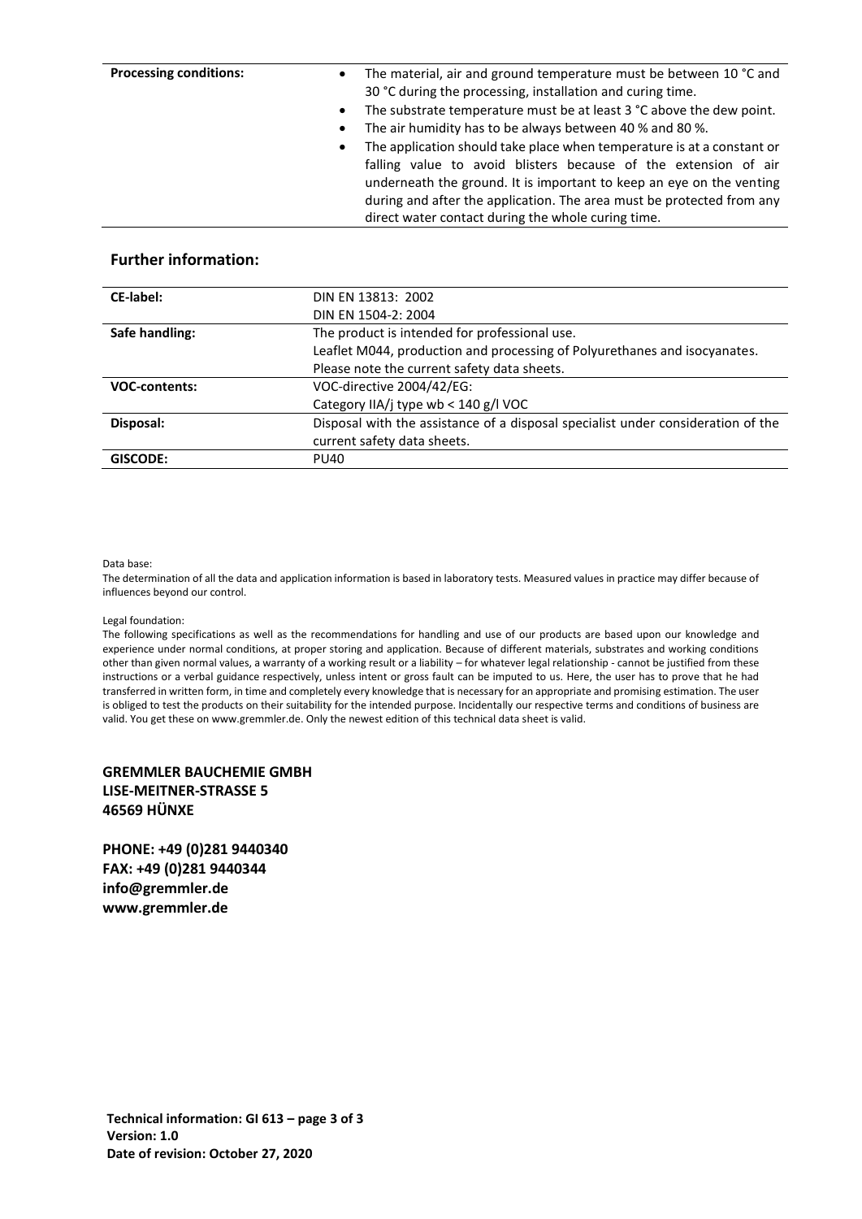| | |
|---|---|
| **Processing conditions:** | • The material, air and ground temperature must be between 10 °C and 30 °C during the processing, installation and curing time.<br>• The substrate temperature must be at least 3 °C above the dew point.<br>• The air humidity has to be always between 40 % and 80 %.<br>• The application should take place when temperature is at a constant or falling value to avoid blisters because of the extension of air underneath the ground. It is important to keep an eye on the venting during and after the application. The area must be protected from any direct water contact during the whole curing time. |

## Further information:

| | |
|---|---|
| **CE-label:** | DIN EN 13813: 2002<br>DIN EN 1504-2: 2004 |
| **Safe handling:** | The product is intended for professional use.<br>Leaflet M044, production and processing of Polyurethanes and isocyanates.<br>Please note the current safety data sheets. |
| **VOC-contents:** | VOC-directive 2004/42/EG:<br>Category IIA/j type wb < 140 g/l VOC |
| **Disposal:** | Disposal with the assistance of a disposal specialist under consideration of the current safety data sheets. |
| **GISCODE:** | PU40 |

Data base:
The determination of all the data and application information is based in laboratory tests. Measured values in practice may differ because of influences beyond our control.

Legal foundation:
The following specifications as well as the recommendations for handling and use of our products are based upon our knowledge and experience under normal conditions, at proper storing and application. Because of different materials, substrates and working conditions other than given normal values, a warranty of a working result or a liability – for whatever legal relationship - cannot be justified from these instructions or a verbal guidance respectively, unless intent or gross fault can be imputed to us. Here, the user has to prove that he had transferred in written form, in time and completely every knowledge that is necessary for an appropriate and promising estimation. The user is obliged to test the products on their suitability for the intended purpose. Incidentally our respective terms and conditions of business are valid. You get these on www.gremmler.de. Only the newest edition of this technical data sheet is valid.

**GREMMLER BAUCHEMIE GMBH**
**LISE-MEITNER-STRASSE 5**
**46569 HÜNXE**

**PHONE: +49 (0)281 9440340**
**FAX: +49 (0)281 9440344**
**info@gremmler.de**
**www.gremmler.de**

**Technical information: GI 613 – page 3 of 3**
**Version: 1.0**
**Date of revision: October 27, 2020**